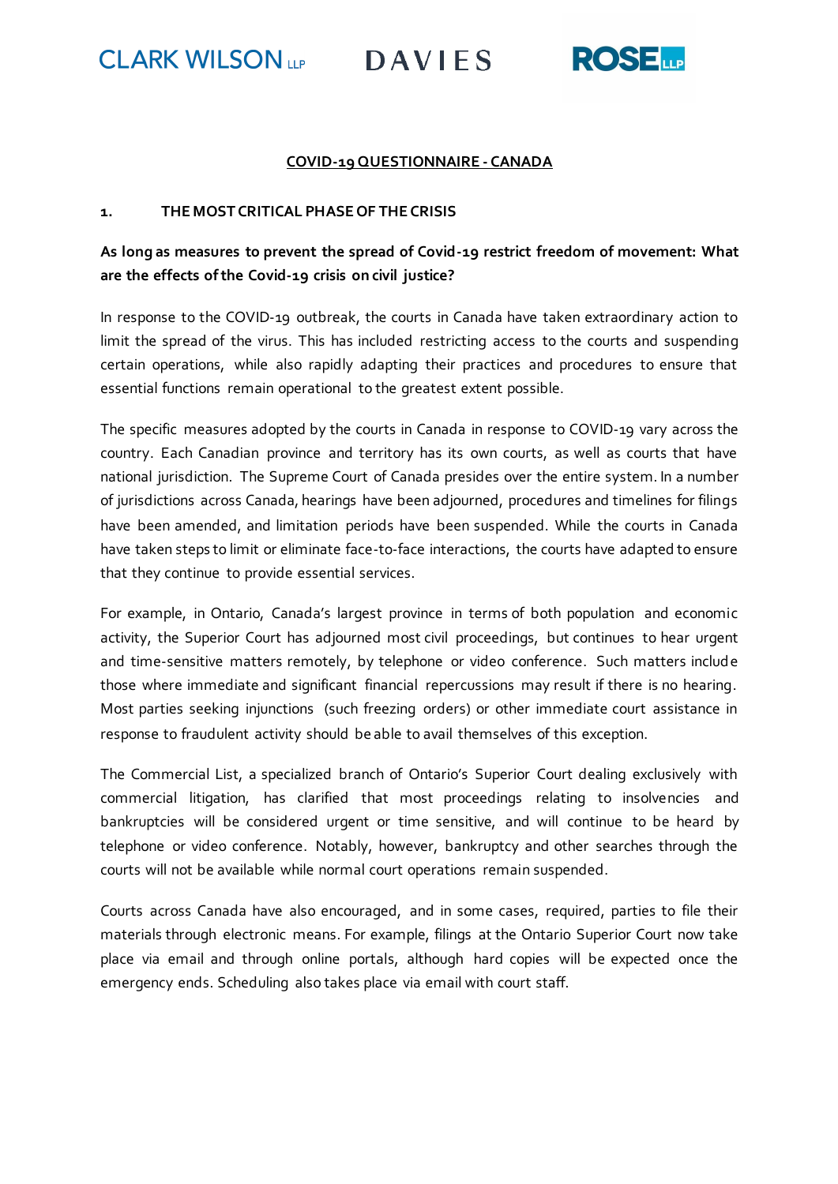CLARK WILSON LLP DAVIES ROSE LLP

## COVID-19 QUESTIONNAIRE - CANADA

### 1. THE MOST CRITICAL PHASE OF THE CRISIS

**As long as measures to prevent the spread of Covid-19 restrict freedom of movement: What are the effects of the Covid-19 crisis on civil justice?**

In response to the COVID-19 outbreak, the courts in Canada have taken extraordinary action to limit the spread of the virus. This has included restricting access to the courts and suspending certain operations, while also rapidly adapting their practices and procedures to ensure that essential functions remain operational to the greatest extent possible.

The specific measures adopted by the courts in Canada in response to COVID-19 vary across the country. Each Canadian province and territory has its own courts, as well as courts that have national jurisdiction. The Supreme Court of Canada presides over the entire system. In a number of jurisdictions across Canada, hearings have been adjourned, procedures and timelines for filings have been amended, and limitation periods have been suspended. While the courts in Canada have taken steps to limit or eliminate face-to-face interactions, the courts have adapted to ensure that they continue to provide essential services.

For example, in Ontario, Canada's largest province in terms of both population and economic activity, the Superior Court has adjourned most civil proceedings, but continues to hear urgent and time-sensitive matters remotely, by telephone or video conference. Such matters include those where immediate and significant financial repercussions may result if there is no hearing. Most parties seeking injunctions (such freezing orders) or other immediate court assistance in response to fraudulent activity should be able to avail themselves of this exception.

The Commercial List, a specialized branch of Ontario's Superior Court dealing exclusively with commercial litigation, has clarified that most proceedings relating to insolvencies and bankruptcies will be considered urgent or time sensitive, and will continue to be heard by telephone or video conference. Notably, however, bankruptcy and other searches through the courts will not be available while normal court operations remain suspended.

Courts across Canada have also encouraged, and in some cases, required, parties to file their materials through electronic means. For example, filings at the Ontario Superior Court now take place via email and through online portals, although hard copies will be expected once the emergency ends. Scheduling also takes place via email with court staff.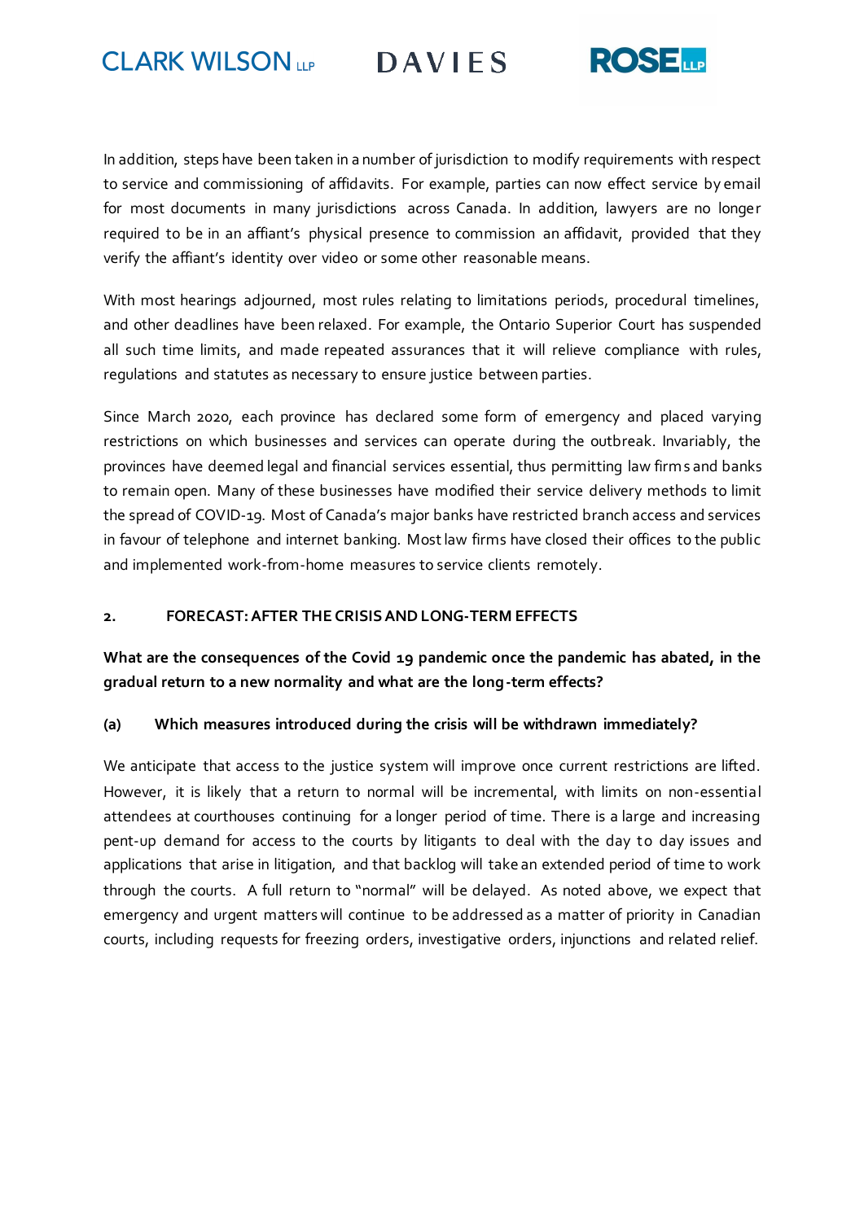In addition, steps have been taken in a number of jurisdiction to modify requirements with respect to service and commissioning of affidavits. For example, parties can now effect service by email for most documents in many jurisdictions across Canada. In addition, lawyers are no longer required to be in an affiant's physical presence to commission an affidavit, provided that they verify the affiant's identity over video or some other reasonable means.

With most hearings adjourned, most rules relating to limitations periods, procedural timelines, and other deadlines have been relaxed. For example, the Ontario Superior Court has suspended all such time limits, and made repeated assurances that it will relieve compliance with rules, regulations and statutes as necessary to ensure justice between parties.

Since March 2020, each province has declared some form of emergency and placed varying restrictions on which businesses and services can operate during the outbreak. Invariably, the provinces have deemed legal and financial services essential, thus permitting law firms and banks to remain open. Many of these businesses have modified their service delivery methods to limit the spread of COVID-19. Most of Canada's major banks have restricted branch access and services in favour of telephone and internet banking. Most law firms have closed their offices to the public and implemented work-from-home measures to service clients remotely.

## 2. FORECAST: AFTER THE CRISIS AND LONG-TERM EFFECTS

**What are the consequences of the Covid 19 pandemic once the pandemic has abated, in the gradual return to a new normality and what are the long-term effects?**

### (a) Which measures introduced during the crisis will be withdrawn immediately?

We anticipate that access to the justice system will improve once current restrictions are lifted. However, it is likely that a return to normal will be incremental, with limits on non-essential attendees at courthouses continuing for a longer period of time. There is a large and increasing pent-up demand for access to the courts by litigants to deal with the day to day issues and applications that arise in litigation, and that backlog will take an extended period of time to work through the courts. A full return to "normal" will be delayed. As noted above, we expect that emergency and urgent matters will continue to be addressed as a matter of priority in Canadian courts, including requests for freezing orders, investigative orders, injunctions and related relief.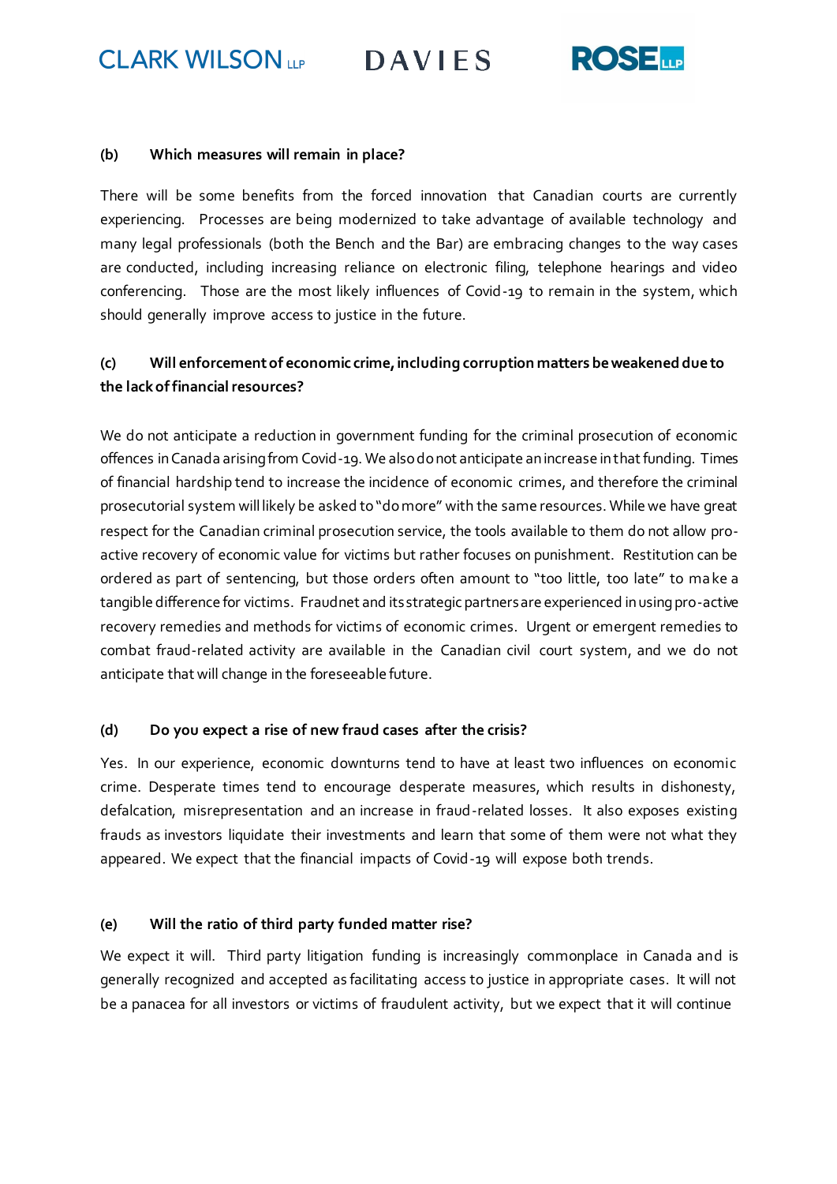**(b) Which measures will remain in place?**

There will be some benefits from the forced innovation that Canadian courts are currently experiencing. Processes are being modernized to take advantage of available technology and many legal professionals (both the Bench and the Bar) are embracing changes to the way cases are conducted, including increasing reliance on electronic filing, telephone hearings and video conferencing. Those are the most likely influences of Covid-19 to remain in the system, which should generally improve access to justice in the future.

**(c) Will enforcement of economic crime, including corruption matters be weakened due to the lack of financial resources?**

We do not anticipate a reduction in government funding for the criminal prosecution of economic offences in Canada arising from Covid-19. We also do not anticipate an increase in that funding. Times of financial hardship tend to increase the incidence of economic crimes, and therefore the criminal prosecutorial system will likely be asked to "do more" with the same resources. While we have great respect for the Canadian criminal prosecution service, the tools available to them do not allow pro-active recovery of economic value for victims but rather focuses on punishment. Restitution can be ordered as part of sentencing, but those orders often amount to "too little, too late" to make a tangible difference for victims. Fraudnet and its strategic partners are experienced in using pro-active recovery remedies and methods for victims of economic crimes. Urgent or emergent remedies to combat fraud-related activity are available in the Canadian civil court system, and we do not anticipate that will change in the foreseeable future.

**(d) Do you expect a rise of new fraud cases after the crisis?**

Yes. In our experience, economic downturns tend to have at least two influences on economic crime. Desperate times tend to encourage desperate measures, which results in dishonesty, defalcation, misrepresentation and an increase in fraud-related losses. It also exposes existing frauds as investors liquidate their investments and learn that some of them were not what they appeared. We expect that the financial impacts of Covid-19 will expose both trends.

**(e) Will the ratio of third party funded matter rise?**

We expect it will. Third party litigation funding is increasingly commonplace in Canada and is generally recognized and accepted as facilitating access to justice in appropriate cases. It will not be a panacea for all investors or victims of fraudulent activity, but we expect that it will continue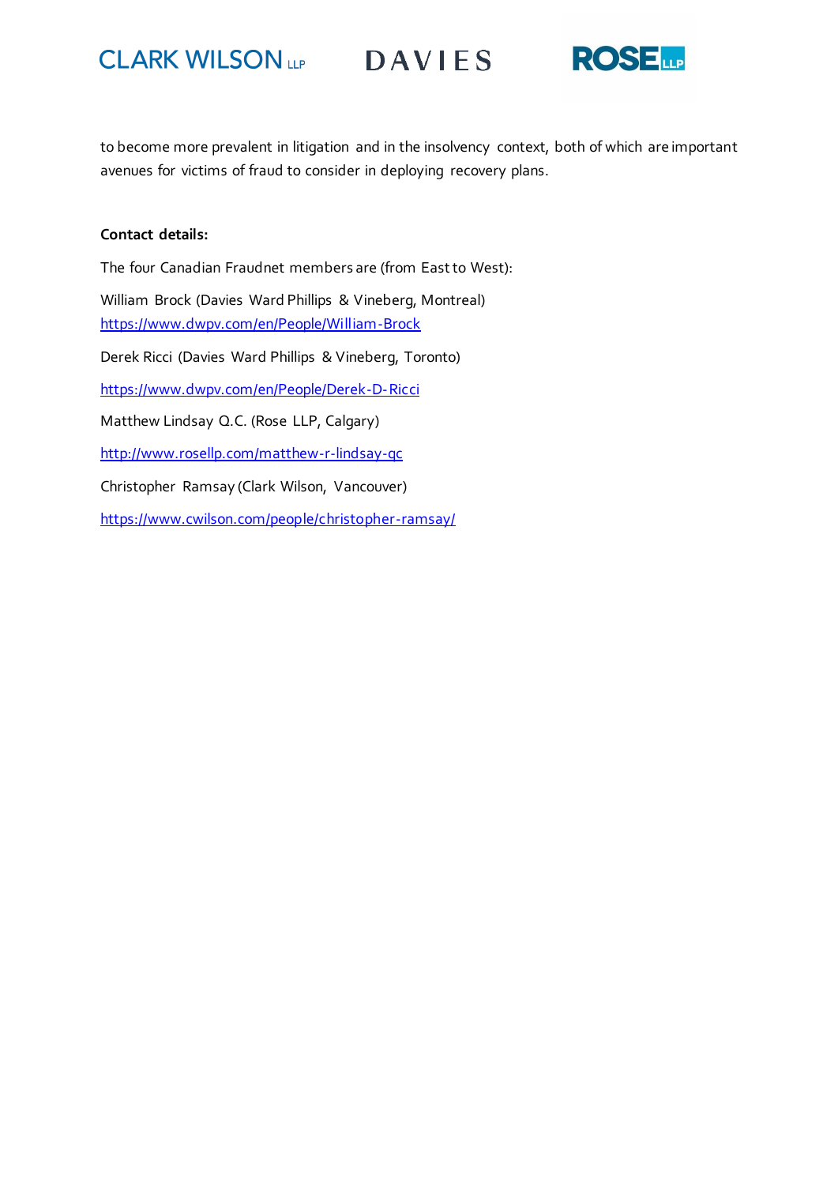to become more prevalent in litigation and in the insolvency context, both of which are important avenues for victims of fraud to consider in deploying recovery plans.

**Contact details:**

The four Canadian Fraudnet members are (from East to West):

William Brock (Davies Ward Phillips & Vineberg, Montreal)
https://www.dwpv.com/en/People/William-Brock

Derek Ricci (Davies Ward Phillips & Vineberg, Toronto)

https://www.dwpv.com/en/People/Derek-D-Ricci

Matthew Lindsay Q.C. (Rose LLP, Calgary)

http://www.rosellp.com/matthew-r-lindsay-qc

Christopher Ramsay (Clark Wilson, Vancouver)

https://www.cwilson.com/people/christopher-ramsay/